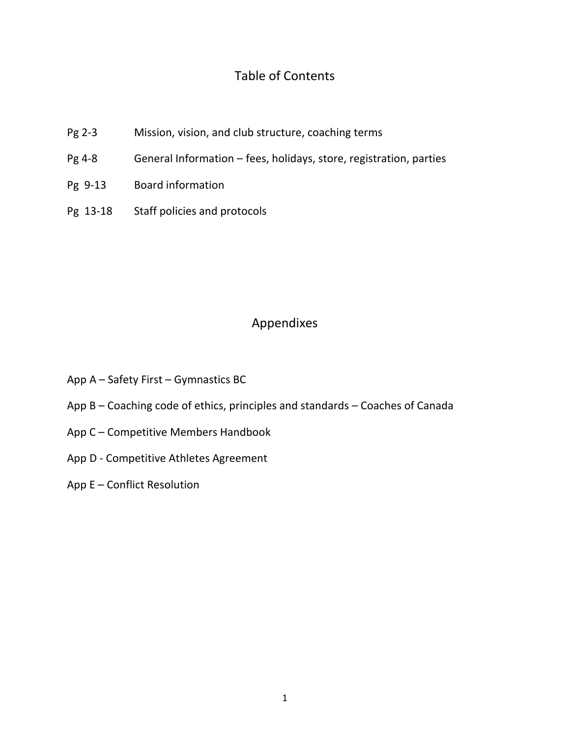# Table of Contents

| | |
|---|---|
| Pg 2-3 | Mission, vision, and club structure, coaching terms |
| Pg 4-8 | General Information – fees, holidays, store, registration, parties |
| Pg 9-13 | Board information |
| Pg 13-18 | Staff policies and protocols |

# Appendixes

App A – Safety First – Gymnastics BC

App B – Coaching code of ethics, principles and standards – Coaches of Canada

App C – Competitive Members Handbook

App D - Competitive Athletes Agreement

App E – Conflict Resolution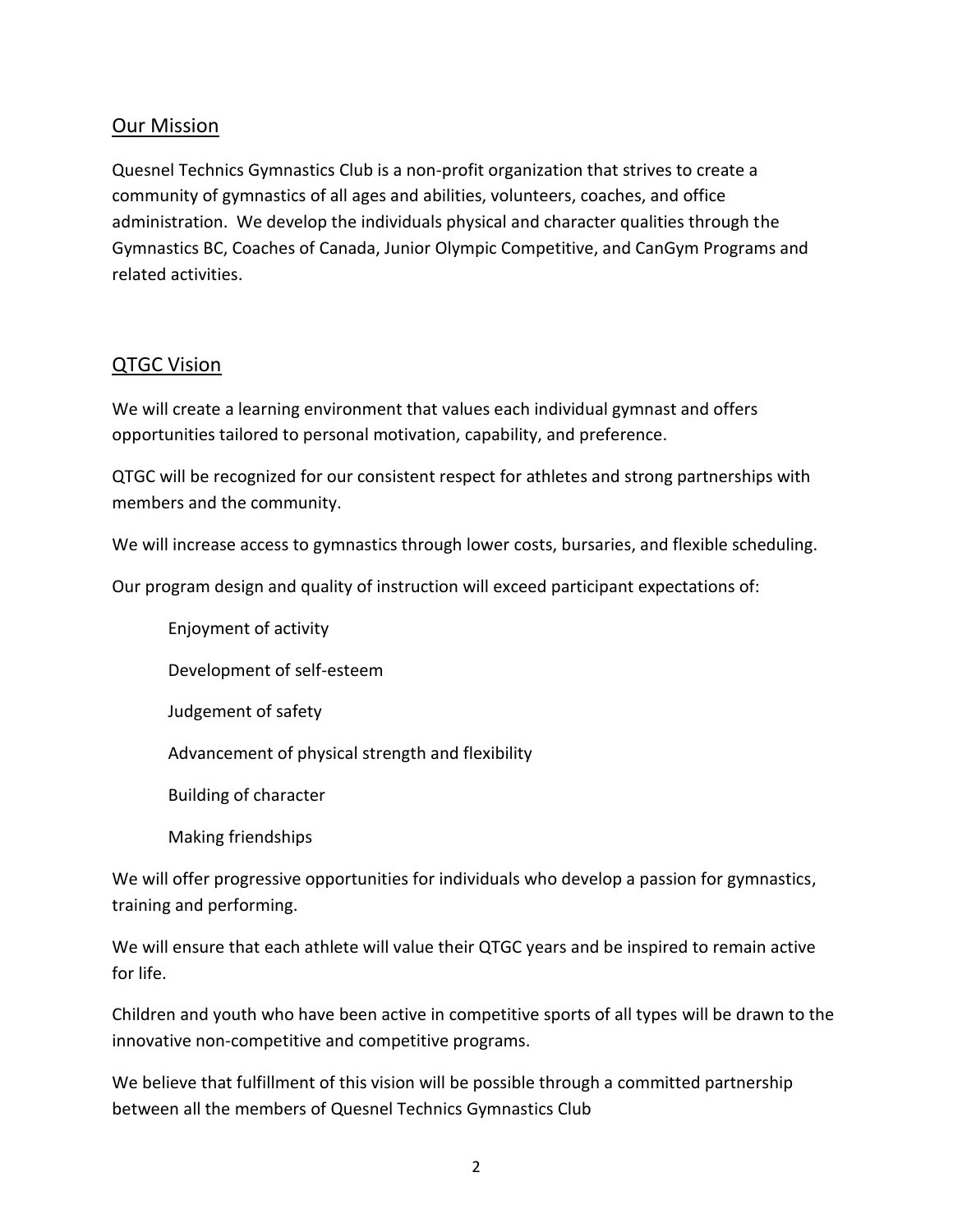## Our Mission

Quesnel Technics Gymnastics Club is a non-profit organization that strives to create a community of gymnastics of all ages and abilities, volunteers, coaches, and office administration. We develop the individuals physical and character qualities through the Gymnastics BC, Coaches of Canada, Junior Olympic Competitive, and CanGym Programs and related activities.

## QTGC Vision

We will create a learning environment that values each individual gymnast and offers opportunities tailored to personal motivation, capability, and preference.

QTGC will be recognized for our consistent respect for athletes and strong partnerships with members and the community.

We will increase access to gymnastics through lower costs, bursaries, and flexible scheduling.

Our program design and quality of instruction will exceed participant expectations of:

- Enjoyment of activity
- Development of self-esteem
- Judgement of safety
- Advancement of physical strength and flexibility
- Building of character
- Making friendships

We will offer progressive opportunities for individuals who develop a passion for gymnastics, training and performing.

We will ensure that each athlete will value their QTGC years and be inspired to remain active for life.

Children and youth who have been active in competitive sports of all types will be drawn to the innovative non-competitive and competitive programs.

We believe that fulfillment of this vision will be possible through a committed partnership between all the members of Quesnel Technics Gymnastics Club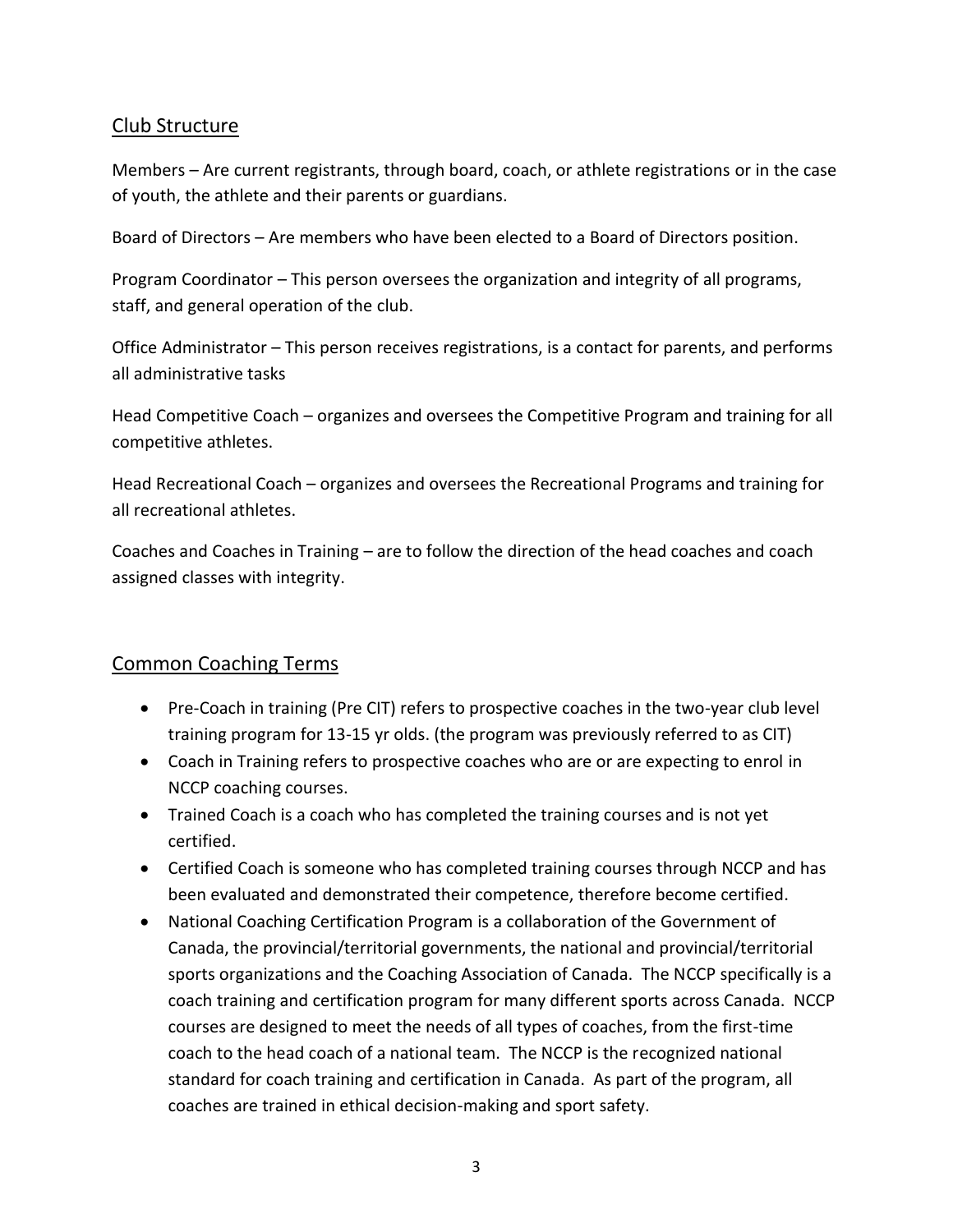## Club Structure

Members – Are current registrants, through board, coach, or athlete registrations or in the case of youth, the athlete and their parents or guardians.

Board of Directors – Are members who have been elected to a Board of Directors position.

Program Coordinator – This person oversees the organization and integrity of all programs, staff, and general operation of the club.

Office Administrator – This person receives registrations, is a contact for parents, and performs all administrative tasks

Head Competitive Coach – organizes and oversees the Competitive Program and training for all competitive athletes.

Head Recreational Coach – organizes and oversees the Recreational Programs and training for all recreational athletes.

Coaches and Coaches in Training – are to follow the direction of the head coaches and coach assigned classes with integrity.

## Common Coaching Terms

- Pre-Coach in training (Pre CIT) refers to prospective coaches in the two-year club level training program for 13-15 yr olds. (the program was previously referred to as CIT)
- Coach in Training refers to prospective coaches who are or are expecting to enrol in NCCP coaching courses.
- Trained Coach is a coach who has completed the training courses and is not yet certified.
- Certified Coach is someone who has completed training courses through NCCP and has been evaluated and demonstrated their competence, therefore become certified.
- National Coaching Certification Program is a collaboration of the Government of Canada, the provincial/territorial governments, the national and provincial/territorial sports organizations and the Coaching Association of Canada. The NCCP specifically is a coach training and certification program for many different sports across Canada. NCCP courses are designed to meet the needs of all types of coaches, from the first-time coach to the head coach of a national team. The NCCP is the recognized national standard for coach training and certification in Canada. As part of the program, all coaches are trained in ethical decision-making and sport safety.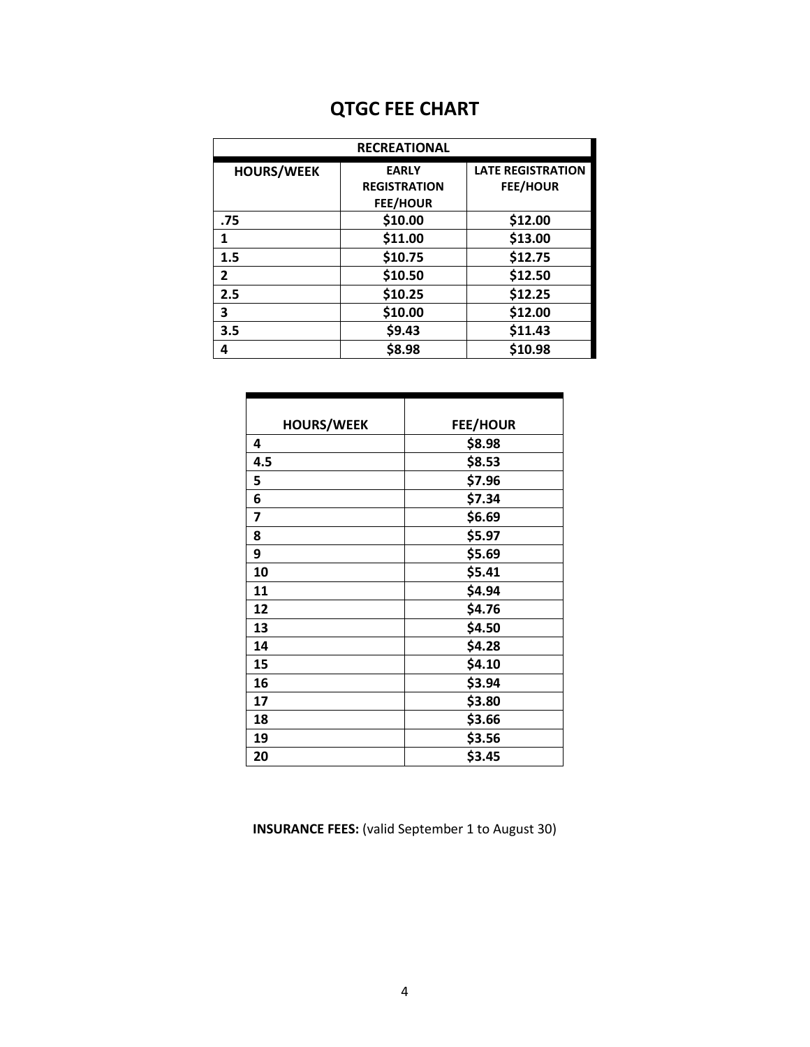# QTGC FEE CHART

| RECREATIONAL | | |
|---|---|---|
| **HOURS/WEEK** | **EARLY REGISTRATION FEE/HOUR** | **LATE REGISTRATION FEE/HOUR** |
| .75 | $10.00 | $12.00 |
| 1 | $11.00 | $13.00 |
| 1.5 | $10.75 | $12.75 |
| 2 | $10.50 | $12.50 |
| 2.5 | $10.25 | $12.25 |
| 3 | $10.00 | $12.00 |
| 3.5 | $9.43 | $11.43 |
| 4 | $8.98 | $10.98 |

| HOURS/WEEK | FEE/HOUR |
|---|---|
| 4 | $8.98 |
| 4.5 | $8.53 |
| 5 | $7.96 |
| 6 | $7.34 |
| 7 | $6.69 |
| 8 | $5.97 |
| 9 | $5.69 |
| 10 | $5.41 |
| 11 | $4.94 |
| 12 | $4.76 |
| 13 | $4.50 |
| 14 | $4.28 |
| 15 | $4.10 |
| 16 | $3.94 |
| 17 | $3.80 |
| 18 | $3.66 |
| 19 | $3.56 |
| 20 | $3.45 |

**INSURANCE FEES:** (valid September 1 to August 30)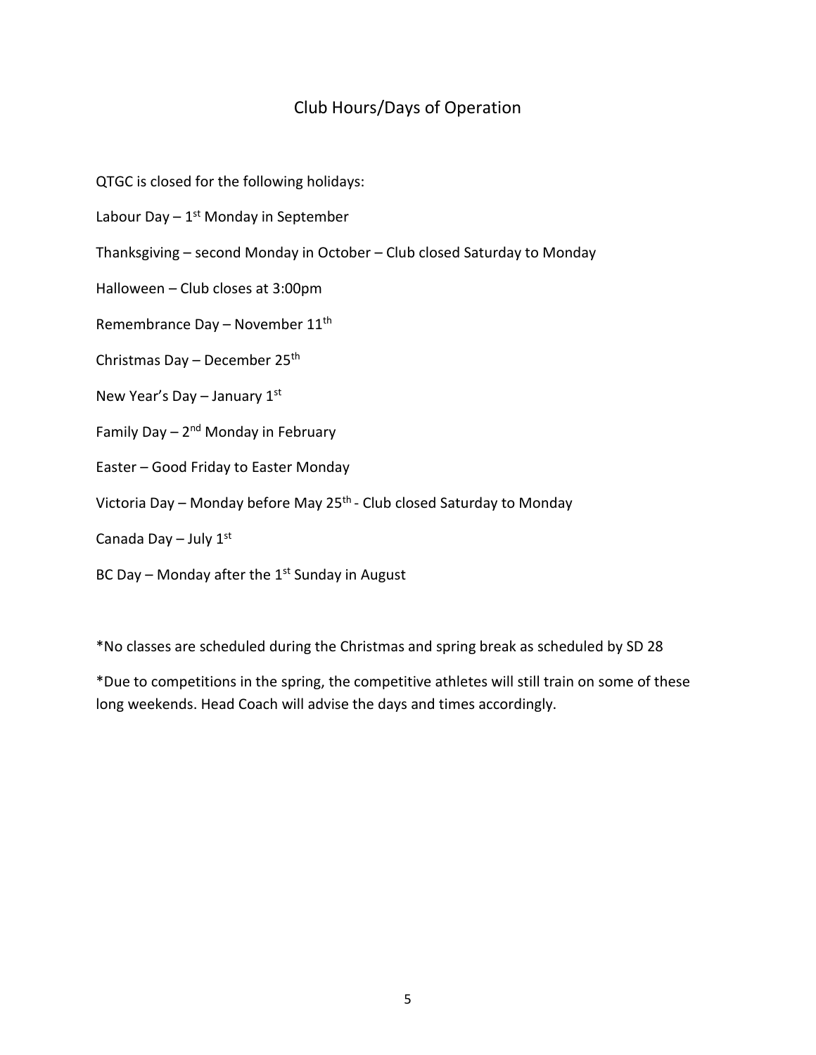## Club Hours/Days of Operation

QTGC is closed for the following holidays:

Labour Day – 1st Monday in September

Thanksgiving – second Monday in October – Club closed Saturday to Monday

Halloween – Club closes at 3:00pm

Remembrance Day – November 11th

Christmas Day – December 25th

New Year's Day – January 1st

Family Day – 2nd Monday in February

Easter – Good Friday to Easter Monday

Victoria Day – Monday before May 25th - Club closed Saturday to Monday

Canada Day – July 1st

BC Day – Monday after the 1st Sunday in August

*No classes are scheduled during the Christmas and spring break as scheduled by SD 28

*Due to competitions in the spring, the competitive athletes will still train on some of these long weekends. Head Coach will advise the days and times accordingly.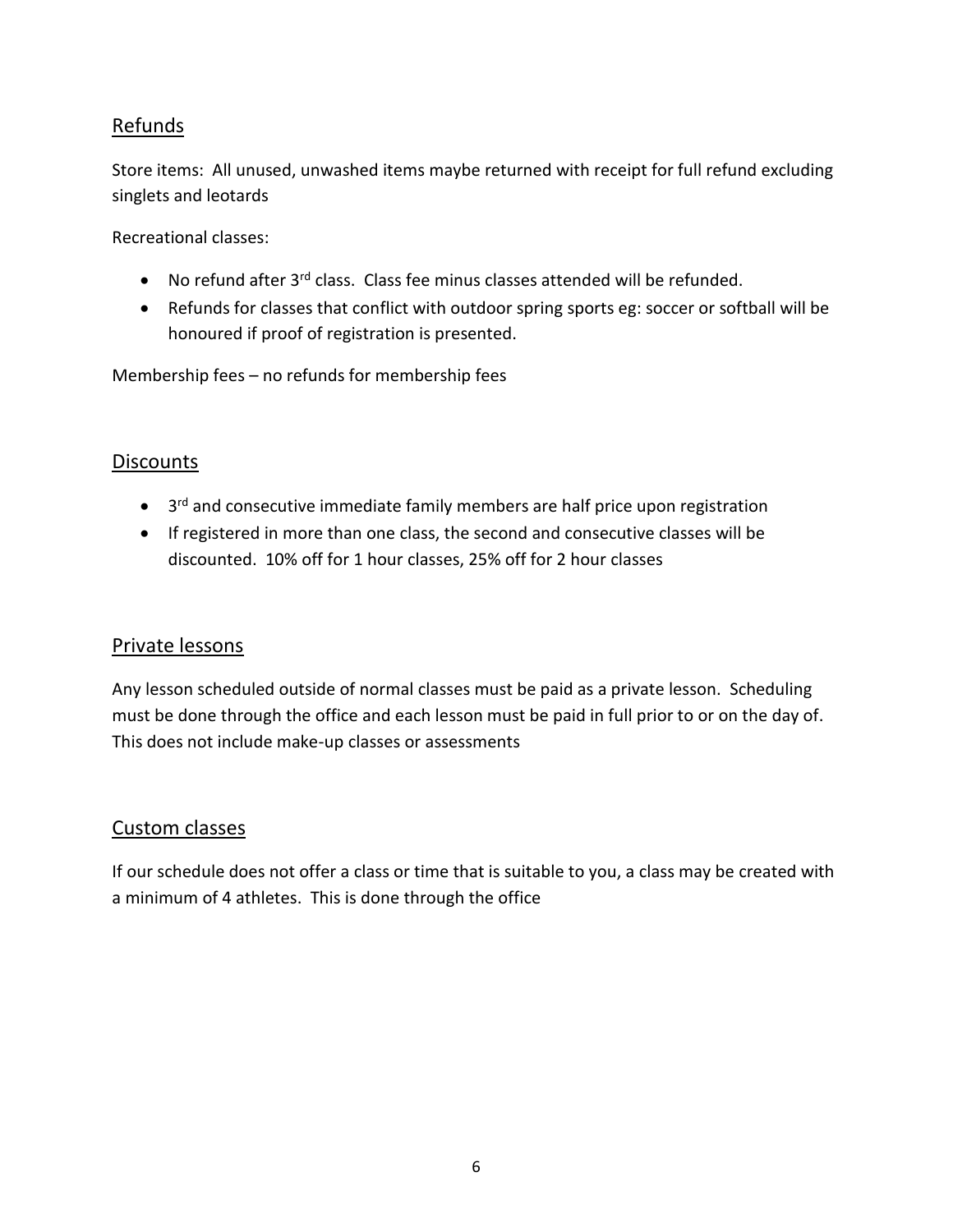## Refunds

Store items: All unused, unwashed items maybe returned with receipt for full refund excluding singlets and leotards

Recreational classes:

- No refund after 3rd class. Class fee minus classes attended will be refunded.
- Refunds for classes that conflict with outdoor spring sports eg: soccer or softball will be honoured if proof of registration is presented.

Membership fees – no refunds for membership fees

## Discounts

- 3rd and consecutive immediate family members are half price upon registration
- If registered in more than one class, the second and consecutive classes will be discounted. 10% off for 1 hour classes, 25% off for 2 hour classes

## Private lessons

Any lesson scheduled outside of normal classes must be paid as a private lesson. Scheduling must be done through the office and each lesson must be paid in full prior to or on the day of. This does not include make-up classes or assessments

## Custom classes

If our schedule does not offer a class or time that is suitable to you, a class may be created with a minimum of 4 athletes. This is done through the office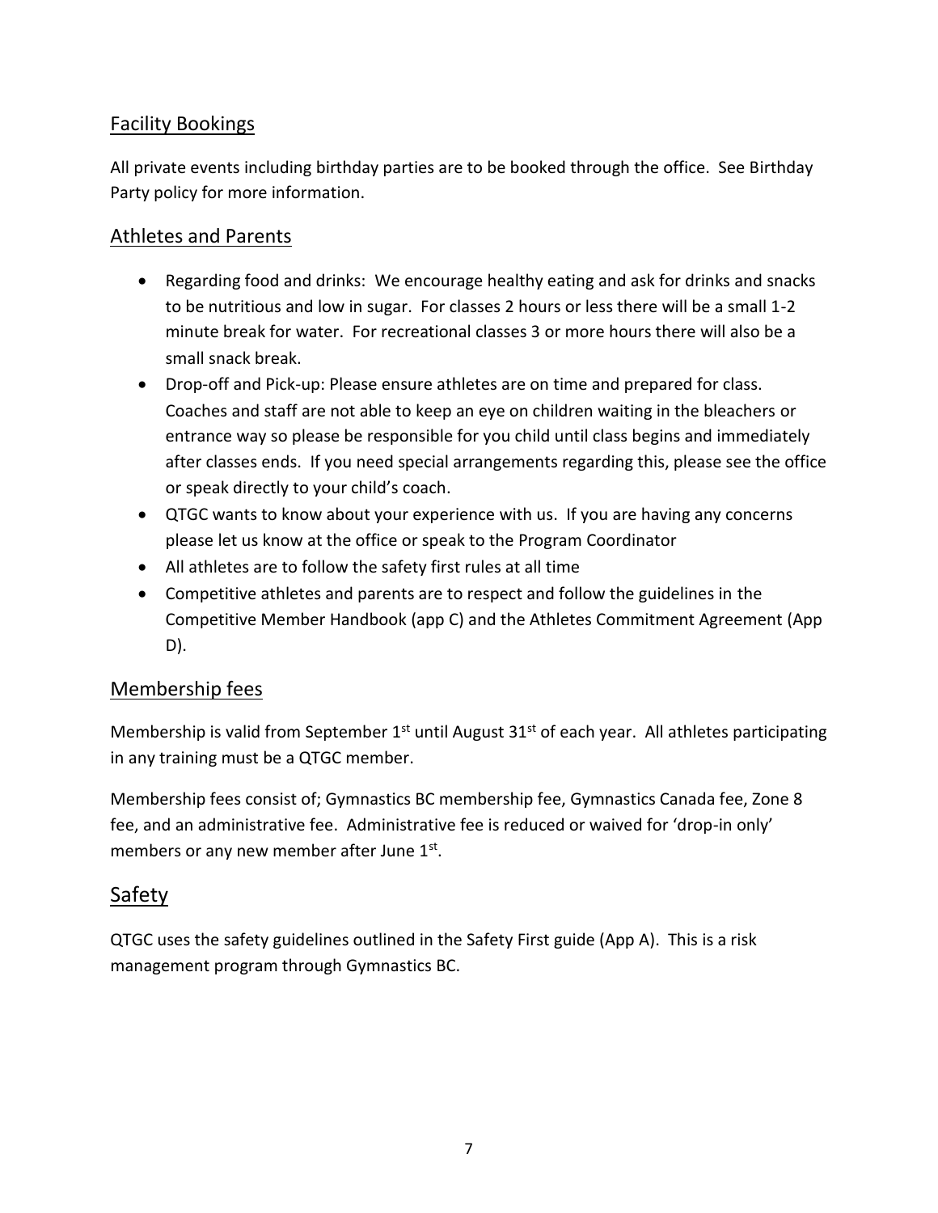## Facility Bookings

All private events including birthday parties are to be booked through the office. See Birthday Party policy for more information.

## Athletes and Parents

- Regarding food and drinks: We encourage healthy eating and ask for drinks and snacks to be nutritious and low in sugar. For classes 2 hours or less there will be a small 1-2 minute break for water. For recreational classes 3 or more hours there will also be a small snack break.
- Drop-off and Pick-up: Please ensure athletes are on time and prepared for class. Coaches and staff are not able to keep an eye on children waiting in the bleachers or entrance way so please be responsible for you child until class begins and immediately after classes ends. If you need special arrangements regarding this, please see the office or speak directly to your child's coach.
- QTGC wants to know about your experience with us. If you are having any concerns please let us know at the office or speak to the Program Coordinator
- All athletes are to follow the safety first rules at all time
- Competitive athletes and parents are to respect and follow the guidelines in the Competitive Member Handbook (app C) and the Athletes Commitment Agreement (App D).

## Membership fees

Membership is valid from September 1st until August 31st of each year. All athletes participating in any training must be a QTGC member.

Membership fees consist of; Gymnastics BC membership fee, Gymnastics Canada fee, Zone 8 fee, and an administrative fee. Administrative fee is reduced or waived for 'drop-in only' members or any new member after June 1st.

## Safety

QTGC uses the safety guidelines outlined in the Safety First guide (App A). This is a risk management program through Gymnastics BC.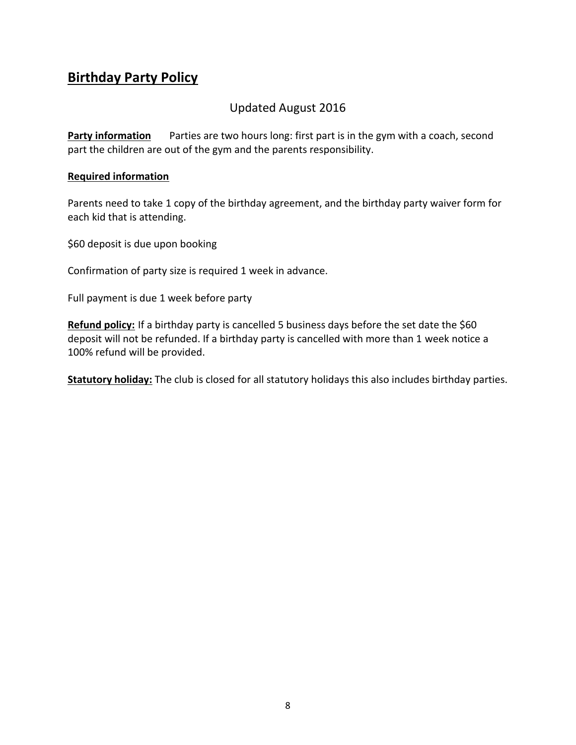## Birthday Party Policy

Updated August 2016

**Party information** Parties are two hours long: first part is in the gym with a coach, second part the children are out of the gym and the parents responsibility.

**Required information**

Parents need to take 1 copy of the birthday agreement, and the birthday party waiver form for each kid that is attending.

$60 deposit is due upon booking

Confirmation of party size is required 1 week in advance.

Full payment is due 1 week before party

**Refund policy:** If a birthday party is cancelled 5 business days before the set date the $60 deposit will not be refunded. If a birthday party is cancelled with more than 1 week notice a 100% refund will be provided.

**Statutory holiday:** The club is closed for all statutory holidays this also includes birthday parties.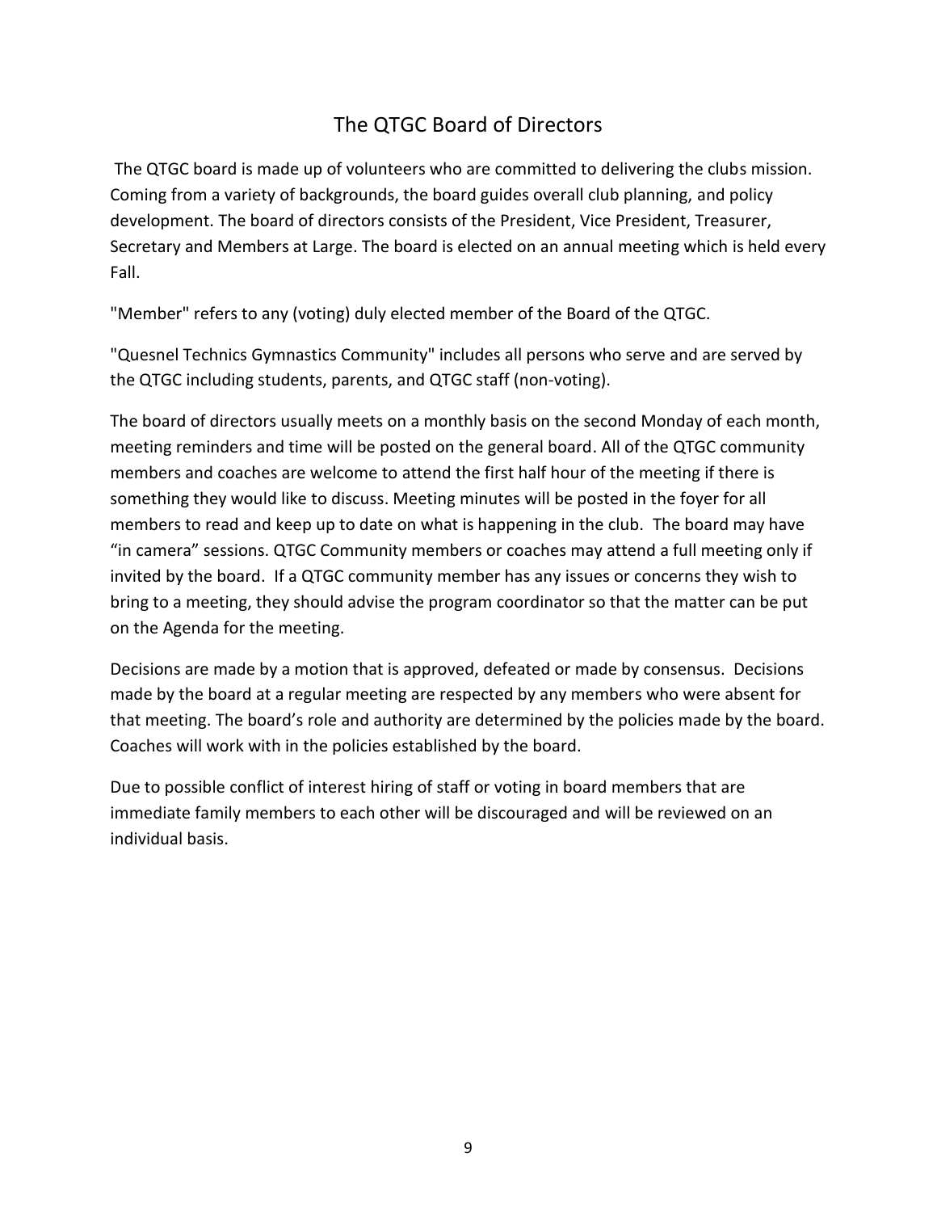## The QTGC Board of Directors

The QTGC board is made up of volunteers who are committed to delivering the clubs mission. Coming from a variety of backgrounds, the board guides overall club planning, and policy development. The board of directors consists of the President, Vice President, Treasurer, Secretary and Members at Large. The board is elected on an annual meeting which is held every Fall.

"Member" refers to any (voting) duly elected member of the Board of the QTGC.

"Quesnel Technics Gymnastics Community" includes all persons who serve and are served by the QTGC including students, parents, and QTGC staff (non-voting).

The board of directors usually meets on a monthly basis on the second Monday of each month, meeting reminders and time will be posted on the general board. All of the QTGC community members and coaches are welcome to attend the first half hour of the meeting if there is something they would like to discuss. Meeting minutes will be posted in the foyer for all members to read and keep up to date on what is happening in the club. The board may have "in camera" sessions. QTGC Community members or coaches may attend a full meeting only if invited by the board. If a QTGC community member has any issues or concerns they wish to bring to a meeting, they should advise the program coordinator so that the matter can be put on the Agenda for the meeting.

Decisions are made by a motion that is approved, defeated or made by consensus. Decisions made by the board at a regular meeting are respected by any members who were absent for that meeting. The board's role and authority are determined by the policies made by the board. Coaches will work with in the policies established by the board.

Due to possible conflict of interest hiring of staff or voting in board members that are immediate family members to each other will be discouraged and will be reviewed on an individual basis.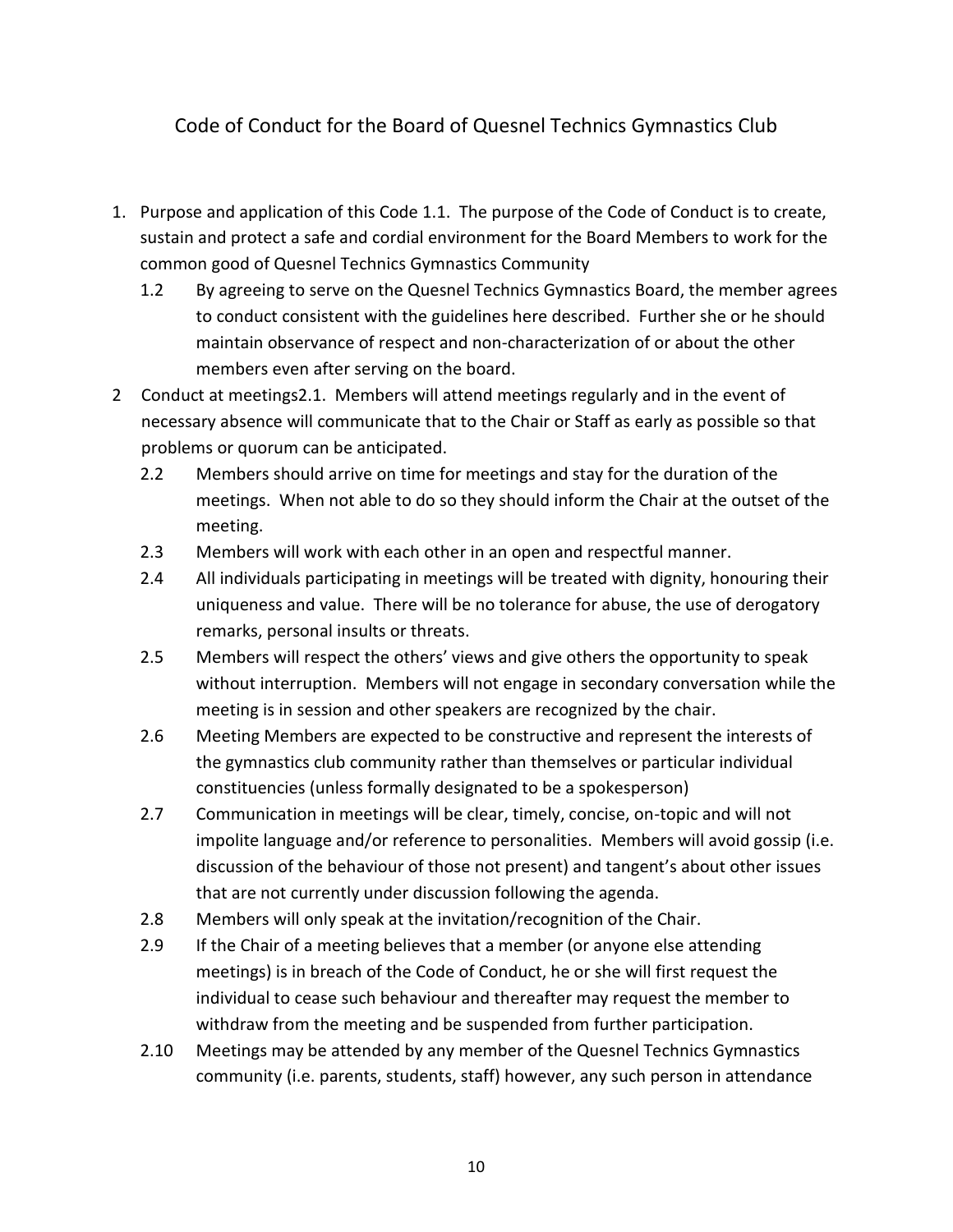# Code of Conduct for the Board of Quesnel Technics Gymnastics Club

1. Purpose and application of this Code 1.1. The purpose of the Code of Conduct is to create, sustain and protect a safe and cordial environment for the Board Members to work for the common good of Quesnel Technics Gymnastics Community
   - 1.2 By agreeing to serve on the Quesnel Technics Gymnastics Board, the member agrees to conduct consistent with the guidelines here described. Further she or he should maintain observance of respect and non-characterization of or about the other members even after serving on the board.
2. Conduct at meetings2.1. Members will attend meetings regularly and in the event of necessary absence will communicate that to the Chair or Staff as early as possible so that problems or quorum can be anticipated.
   - 2.2 Members should arrive on time for meetings and stay for the duration of the meetings. When not able to do so they should inform the Chair at the outset of the meeting.
   - 2.3 Members will work with each other in an open and respectful manner.
   - 2.4 All individuals participating in meetings will be treated with dignity, honouring their uniqueness and value. There will be no tolerance for abuse, the use of derogatory remarks, personal insults or threats.
   - 2.5 Members will respect the others' views and give others the opportunity to speak without interruption. Members will not engage in secondary conversation while the meeting is in session and other speakers are recognized by the chair.
   - 2.6 Meeting Members are expected to be constructive and represent the interests of the gymnastics club community rather than themselves or particular individual constituencies (unless formally designated to be a spokesperson)
   - 2.7 Communication in meetings will be clear, timely, concise, on-topic and will not impolite language and/or reference to personalities. Members will avoid gossip (i.e. discussion of the behaviour of those not present) and tangent's about other issues that are not currently under discussion following the agenda.
   - 2.8 Members will only speak at the invitation/recognition of the Chair.
   - 2.9 If the Chair of a meeting believes that a member (or anyone else attending meetings) is in breach of the Code of Conduct, he or she will first request the individual to cease such behaviour and thereafter may request the member to withdraw from the meeting and be suspended from further participation.
   - 2.10 Meetings may be attended by any member of the Quesnel Technics Gymnastics community (i.e. parents, students, staff) however, any such person in attendance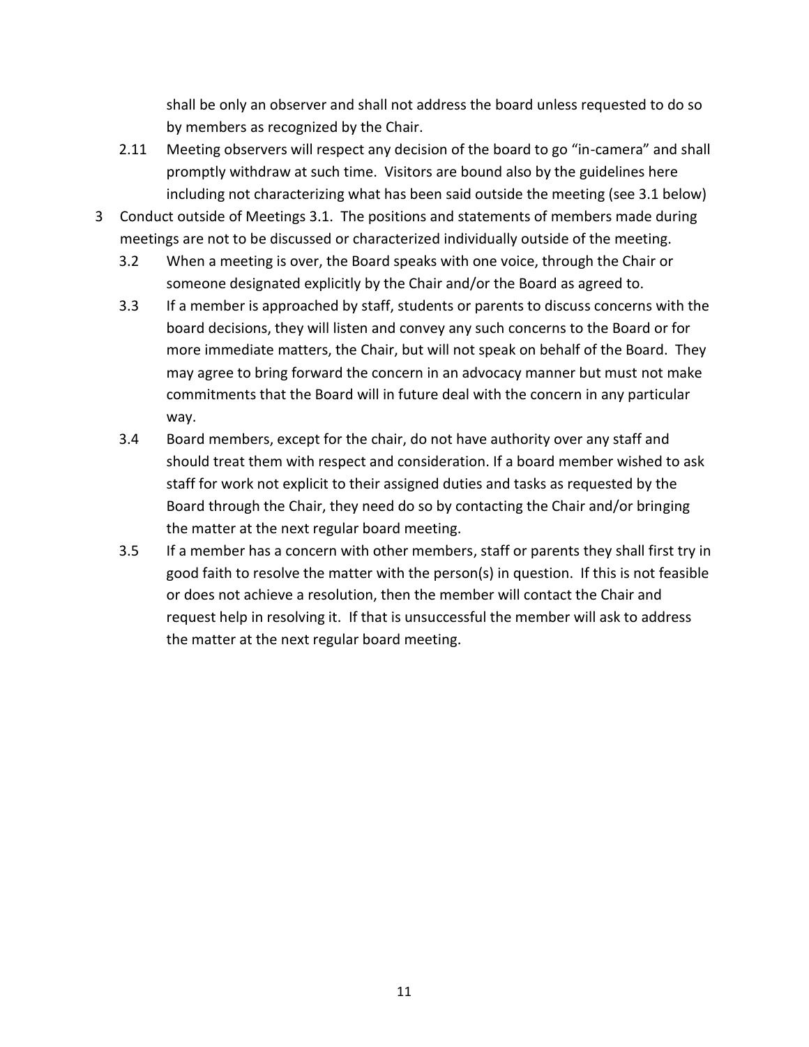shall be only an observer and shall not address the board unless requested to do so by members as recognized by the Chair.

2.11 Meeting observers will respect any decision of the board to go "in-camera" and shall promptly withdraw at such time. Visitors are bound also by the guidelines here including not characterizing what has been said outside the meeting (see 3.1 below)

3 Conduct outside of Meetings 3.1. The positions and statements of members made during meetings are not to be discussed or characterized individually outside of the meeting.

3.2 When a meeting is over, the Board speaks with one voice, through the Chair or someone designated explicitly by the Chair and/or the Board as agreed to.

3.3 If a member is approached by staff, students or parents to discuss concerns with the board decisions, they will listen and convey any such concerns to the Board or for more immediate matters, the Chair, but will not speak on behalf of the Board. They may agree to bring forward the concern in an advocacy manner but must not make commitments that the Board will in future deal with the concern in any particular way.

3.4 Board members, except for the chair, do not have authority over any staff and should treat them with respect and consideration. If a board member wished to ask staff for work not explicit to their assigned duties and tasks as requested by the Board through the Chair, they need do so by contacting the Chair and/or bringing the matter at the next regular board meeting.

3.5 If a member has a concern with other members, staff or parents they shall first try in good faith to resolve the matter with the person(s) in question. If this is not feasible or does not achieve a resolution, then the member will contact the Chair and request help in resolving it. If that is unsuccessful the member will ask to address the matter at the next regular board meeting.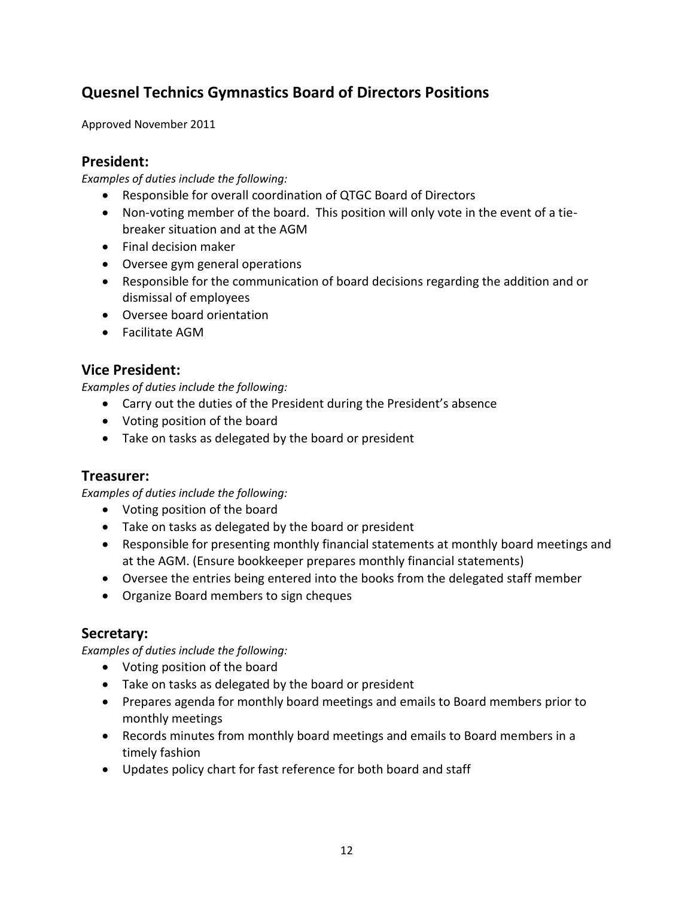## Quesnel Technics Gymnastics Board of Directors Positions

Approved November 2011

### President:

*Examples of duties include the following:*

- Responsible for overall coordination of QTGC Board of Directors
- Non-voting member of the board. This position will only vote in the event of a tie-breaker situation and at the AGM
- Final decision maker
- Oversee gym general operations
- Responsible for the communication of board decisions regarding the addition and or dismissal of employees
- Oversee board orientation
- Facilitate AGM

### Vice President:

*Examples of duties include the following:*

- Carry out the duties of the President during the President's absence
- Voting position of the board
- Take on tasks as delegated by the board or president

### Treasurer:

*Examples of duties include the following:*

- Voting position of the board
- Take on tasks as delegated by the board or president
- Responsible for presenting monthly financial statements at monthly board meetings and at the AGM. (Ensure bookkeeper prepares monthly financial statements)
- Oversee the entries being entered into the books from the delegated staff member
- Organize Board members to sign cheques

### Secretary:

*Examples of duties include the following:*

- Voting position of the board
- Take on tasks as delegated by the board or president
- Prepares agenda for monthly board meetings and emails to Board members prior to monthly meetings
- Records minutes from monthly board meetings and emails to Board members in a timely fashion
- Updates policy chart for fast reference for both board and staff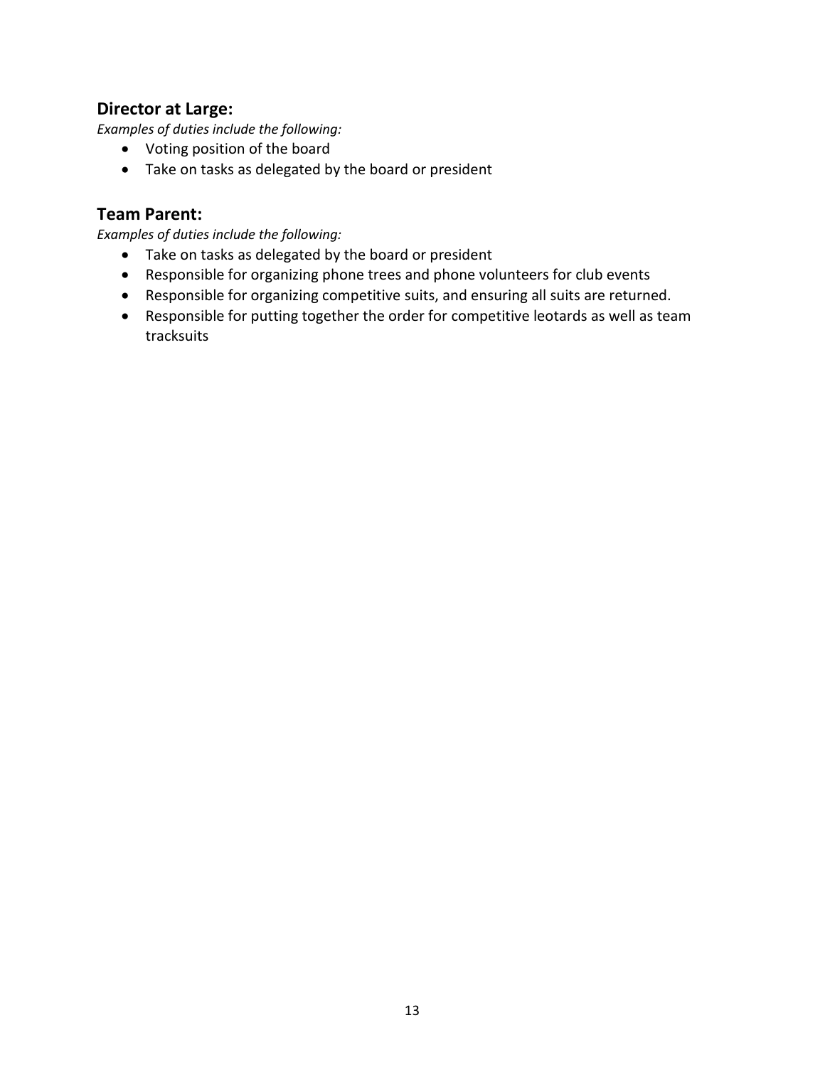## Director at Large:

*Examples of duties include the following:*

- Voting position of the board
- Take on tasks as delegated by the board or president

## Team Parent:

*Examples of duties include the following:*

- Take on tasks as delegated by the board or president
- Responsible for organizing phone trees and phone volunteers for club events
- Responsible for organizing competitive suits, and ensuring all suits are returned.
- Responsible for putting together the order for competitive leotards as well as team tracksuits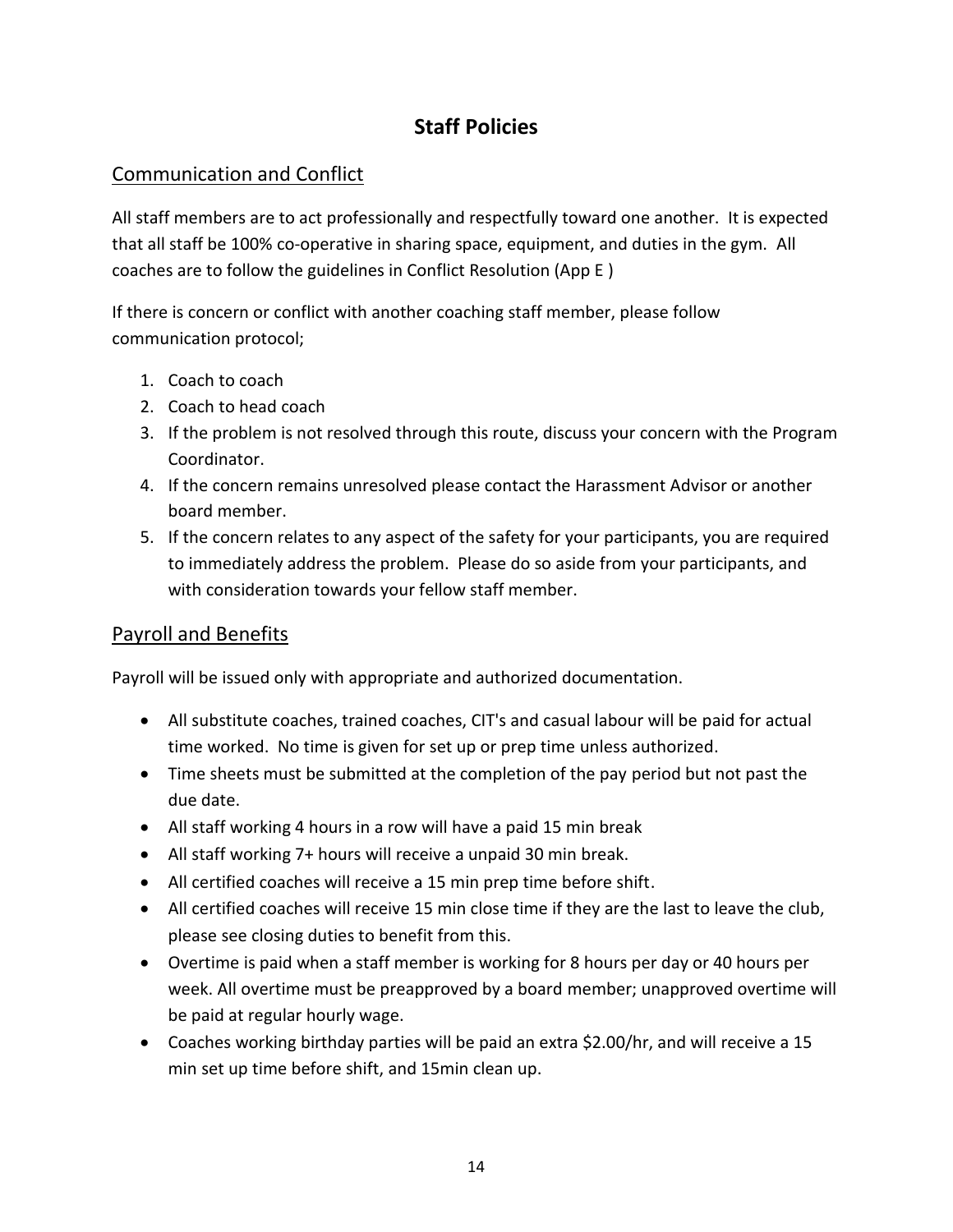# Staff Policies

## Communication and Conflict

All staff members are to act professionally and respectfully toward one another. It is expected that all staff be 100% co-operative in sharing space, equipment, and duties in the gym. All coaches are to follow the guidelines in Conflict Resolution (App E )

If there is concern or conflict with another coaching staff member, please follow communication protocol;

1. Coach to coach
2. Coach to head coach
3. If the problem is not resolved through this route, discuss your concern with the Program Coordinator.
4. If the concern remains unresolved please contact the Harassment Advisor or another board member.
5. If the concern relates to any aspect of the safety for your participants, you are required to immediately address the problem. Please do so aside from your participants, and with consideration towards your fellow staff member.

## Payroll and Benefits

Payroll will be issued only with appropriate and authorized documentation.

- All substitute coaches, trained coaches, CIT's and casual labour will be paid for actual time worked. No time is given for set up or prep time unless authorized.
- Time sheets must be submitted at the completion of the pay period but not past the due date.
- All staff working 4 hours in a row will have a paid 15 min break
- All staff working 7+ hours will receive a unpaid 30 min break.
- All certified coaches will receive a 15 min prep time before shift.
- All certified coaches will receive 15 min close time if they are the last to leave the club, please see closing duties to benefit from this.
- Overtime is paid when a staff member is working for 8 hours per day or 40 hours per week. All overtime must be preapproved by a board member; unapproved overtime will be paid at regular hourly wage.
- Coaches working birthday parties will be paid an extra $2.00/hr, and will receive a 15 min set up time before shift, and 15min clean up.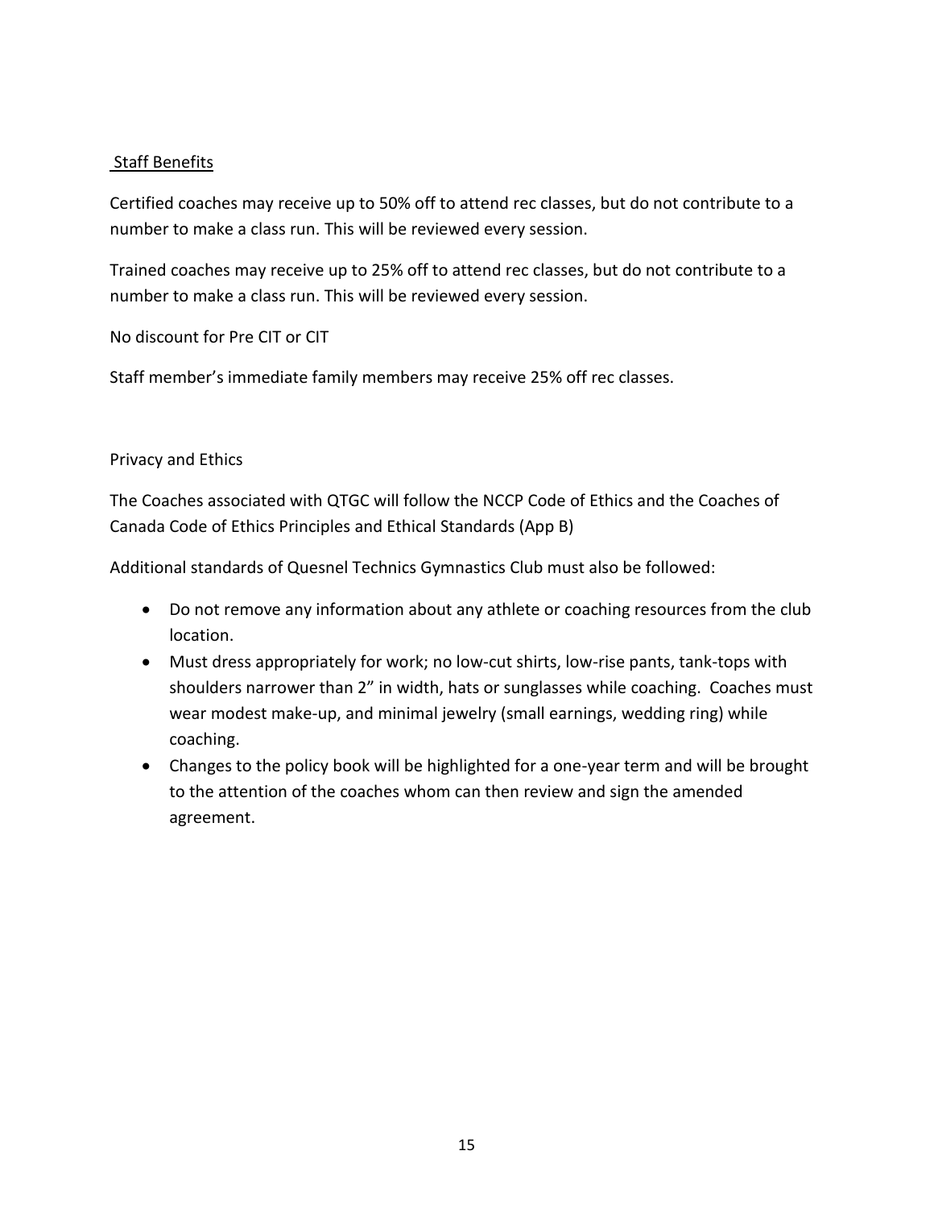## Staff Benefits

Certified coaches may receive up to 50% off to attend rec classes, but do not contribute to a number to make a class run. This will be reviewed every session.

Trained coaches may receive up to 25% off to attend rec classes, but do not contribute to a number to make a class run. This will be reviewed every session.

No discount for Pre CIT or CIT

Staff member's immediate family members may receive 25% off rec classes.

## Privacy and Ethics

The Coaches associated with QTGC will follow the NCCP Code of Ethics and the Coaches of Canada Code of Ethics Principles and Ethical Standards (App B)

Additional standards of Quesnel Technics Gymnastics Club must also be followed:

- Do not remove any information about any athlete or coaching resources from the club location.
- Must dress appropriately for work; no low-cut shirts, low-rise pants, tank-tops with shoulders narrower than 2" in width, hats or sunglasses while coaching. Coaches must wear modest make-up, and minimal jewelry (small earnings, wedding ring) while coaching.
- Changes to the policy book will be highlighted for a one-year term and will be brought to the attention of the coaches whom can then review and sign the amended agreement.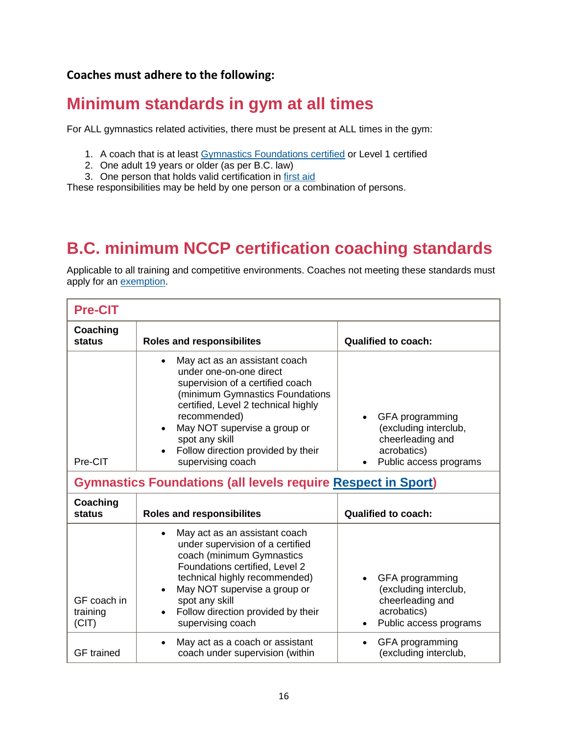**Coaches must adhere to the following:**

## Minimum standards in gym at all times

For ALL gymnastics related activities, there must be present at ALL times in the gym:

1. A coach that is at least Gymnastics Foundations certified or Level 1 certified
2. One adult 19 years or older (as per B.C. law)
3. One person that holds valid certification in first aid

These responsibilities may be held by one person or a combination of persons.

## B.C. minimum NCCP certification coaching standards

Applicable to all training and competitive environments. Coaches not meeting these standards must apply for an exemption.

| **Pre-CIT** | | |
|---|---|---|
| **Coaching status** | **Roles and responsibilites** | **Qualified to coach:** |
| Pre-CIT | • May act as an assistant coach under one-on-one direct supervision of a certified coach (minimum Gymnastics Foundations certified, Level 2 technical highly recommended)<br>• May NOT supervise a group or spot any skill<br>• Follow direction provided by their supervising coach | • GFA programming (excluding interclub, cheerleading and acrobatics)<br>• Public access programs |
| **Gymnastics Foundations (all levels require Respect in Sport)** | | |
| **Coaching status** | **Roles and responsibilites** | **Qualified to coach:** |
| GF coach in training (CIT) | • May act as an assistant coach under supervision of a certified coach (minimum Gymnastics Foundations certified, Level 2 technical highly recommended)<br>• May NOT supervise a group or spot any skill<br>• Follow direction provided by their supervising coach | • GFA programming (excluding interclub, cheerleading and acrobatics)<br>• Public access programs |
| GF trained | • May act as a coach or assistant coach under supervision (within | • GFA programming (excluding interclub, |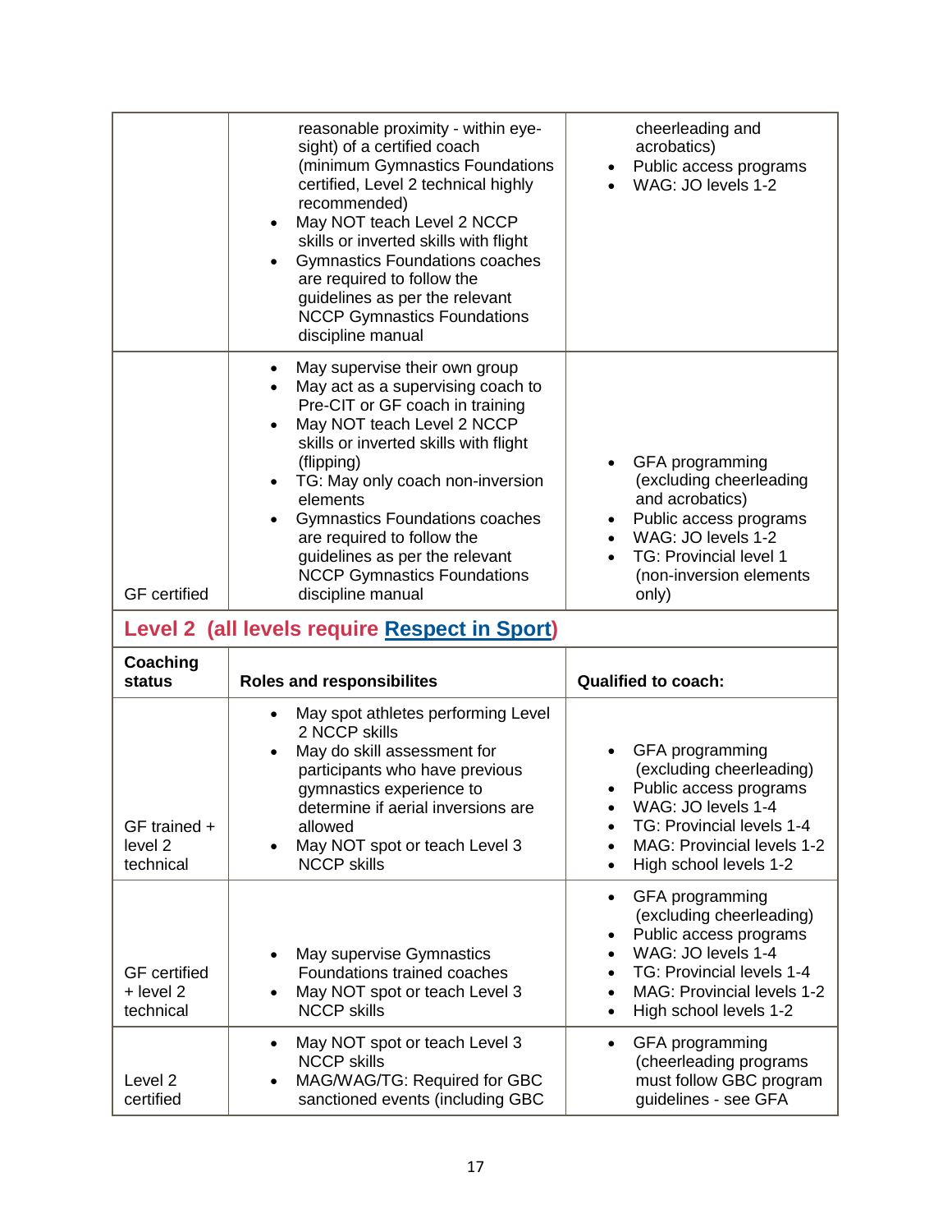| | | |
|---|---|---|
| | reasonable proximity - within eye-sight) of a certified coach (minimum Gymnastics Foundations certified, Level 2 technical highly recommended)<br>• May NOT teach Level 2 NCCP skills or inverted skills with flight<br>• Gymnastics Foundations coaches are required to follow the guidelines as per the relevant NCCP Gymnastics Foundations discipline manual | cheerleading and acrobatics)<br>• Public access programs<br>• WAG: JO levels 1-2 |
| GF certified | • May supervise their own group<br>• May act as a supervising coach to Pre-CIT or GF coach in training<br>• May NOT teach Level 2 NCCP skills or inverted skills with flight (flipping)<br>• TG: May only coach non-inversion elements<br>• Gymnastics Foundations coaches are required to follow the guidelines as per the relevant NCCP Gymnastics Foundations discipline manual | • GFA programming (excluding cheerleading and acrobatics)<br>• Public access programs<br>• WAG: JO levels 1-2<br>• TG: Provincial level 1 (non-inversion elements only) |

## Level 2 (all levels require Respect in Sport)

| Coaching status | Roles and responsibilites | Qualified to coach: |
|---|---|---|
| GF trained + level 2 technical | • May spot athletes performing Level 2 NCCP skills<br>• May do skill assessment for participants who have previous gymnastics experience to determine if aerial inversions are allowed<br>• May NOT spot or teach Level 3 NCCP skills | • GFA programming (excluding cheerleading)<br>• Public access programs<br>• WAG: JO levels 1-4<br>• TG: Provincial levels 1-4<br>• MAG: Provincial levels 1-2<br>• High school levels 1-2 |
| GF certified + level 2 technical | • May supervise Gymnastics Foundations trained coaches<br>• May NOT spot or teach Level 3 NCCP skills | • GFA programming (excluding cheerleading)<br>• Public access programs<br>• WAG: JO levels 1-4<br>• TG: Provincial levels 1-4<br>• MAG: Provincial levels 1-2<br>• High school levels 1-2 |
| Level 2 certified | • May NOT spot or teach Level 3 NCCP skills<br>• MAG/WAG/TG: Required for GBC sanctioned events (including GBC | • GFA programming (cheerleading programs must follow GBC program guidelines - see GFA |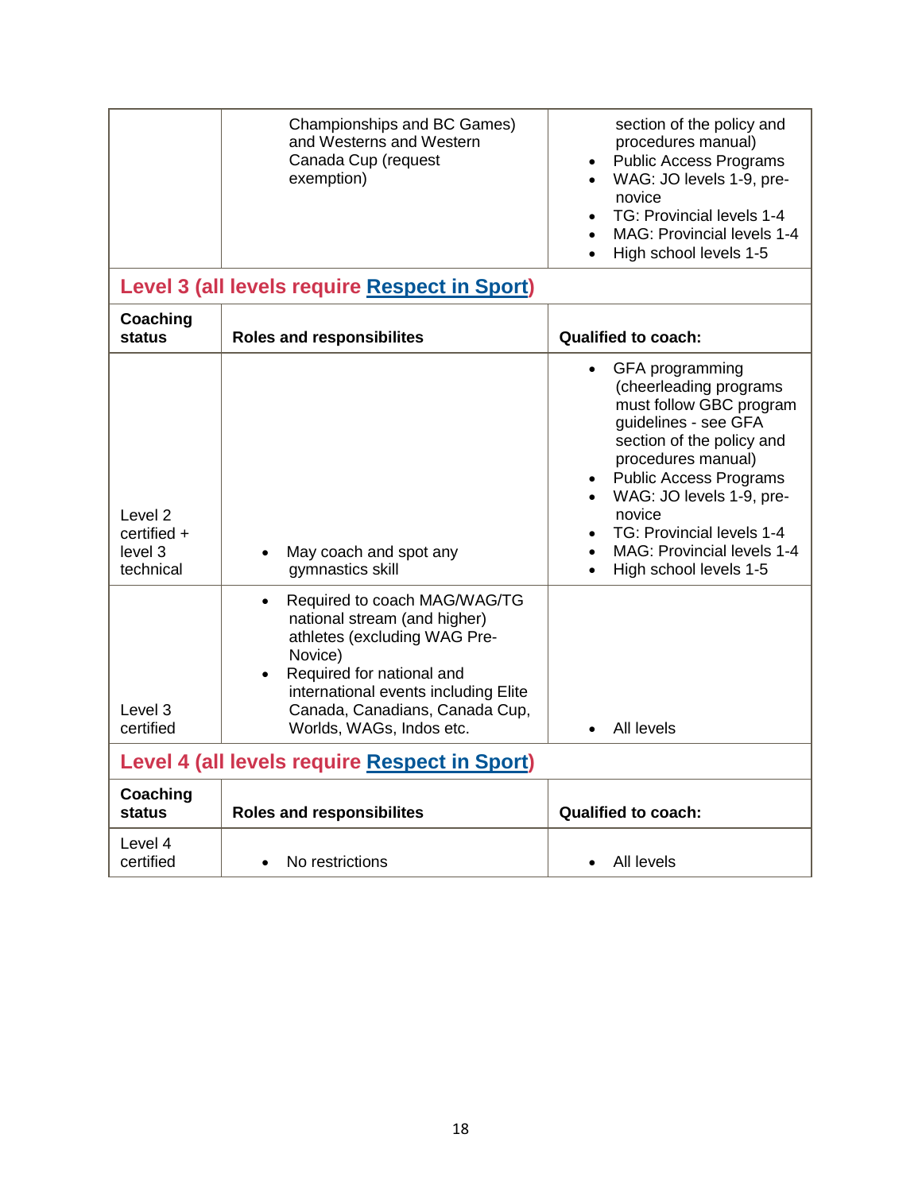| | | |
|---|---|---|
| | Championships and BC Games) and Westerns and Western Canada Cup (request exemption) | section of the policy and procedures manual)<br>• Public Access Programs<br>• WAG: JO levels 1-9, pre-novice<br>• TG: Provincial levels 1-4<br>• MAG: Provincial levels 1-4<br>• High school levels 1-5 |

## Level 3 (all levels require [Respect in Sport])

| Coaching status | Roles and responsibilites | Qualified to coach: |
|---|---|---|
| Level 2 certified + level 3 technical | • May coach and spot any gymnastics skill | • GFA programming (cheerleading programs must follow GBC program guidelines - see GFA section of the policy and procedures manual)<br>• Public Access Programs<br>• WAG: JO levels 1-9, pre-novice<br>• TG: Provincial levels 1-4<br>• MAG: Provincial levels 1-4<br>• High school levels 1-5 |
| Level 3 certified | • Required to coach MAG/WAG/TG national stream (and higher) athletes (excluding WAG Pre-Novice)<br>• Required for national and international events including Elite Canada, Canadians, Canada Cup, Worlds, WAGs, Indos etc. | • All levels |

## Level 4 (all levels require [Respect in Sport])

| Coaching status | Roles and responsibilites | Qualified to coach: |
|---|---|---|
| Level 4 certified | • No restrictions | • All levels |